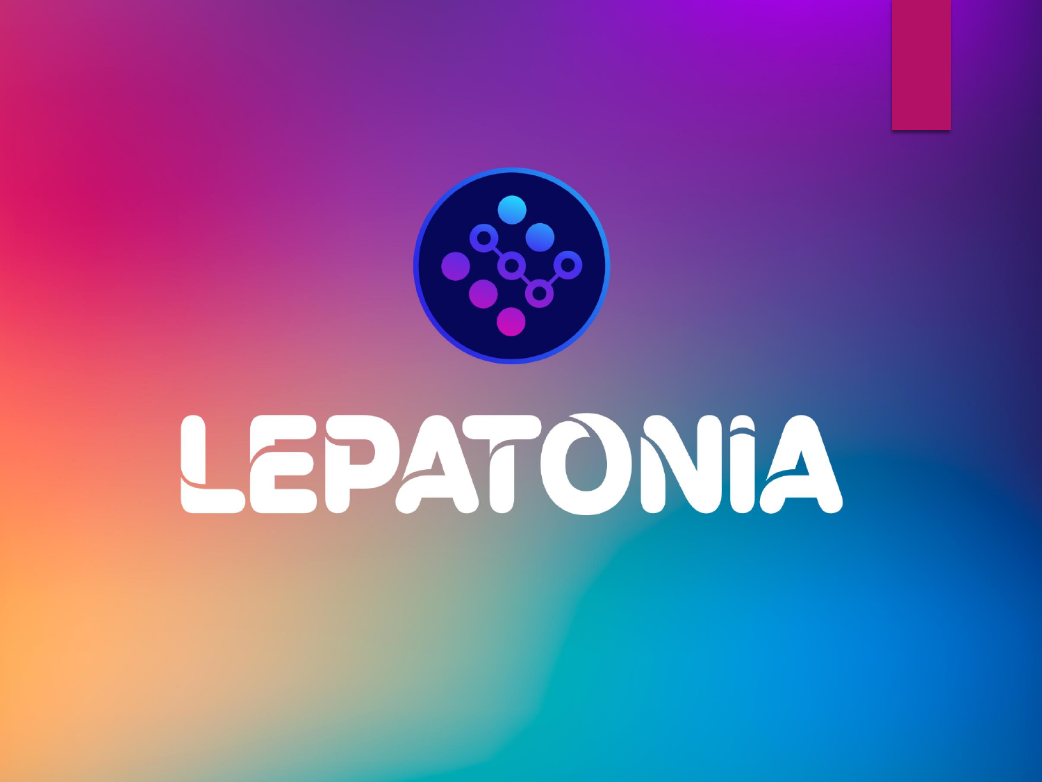# LEPATONIA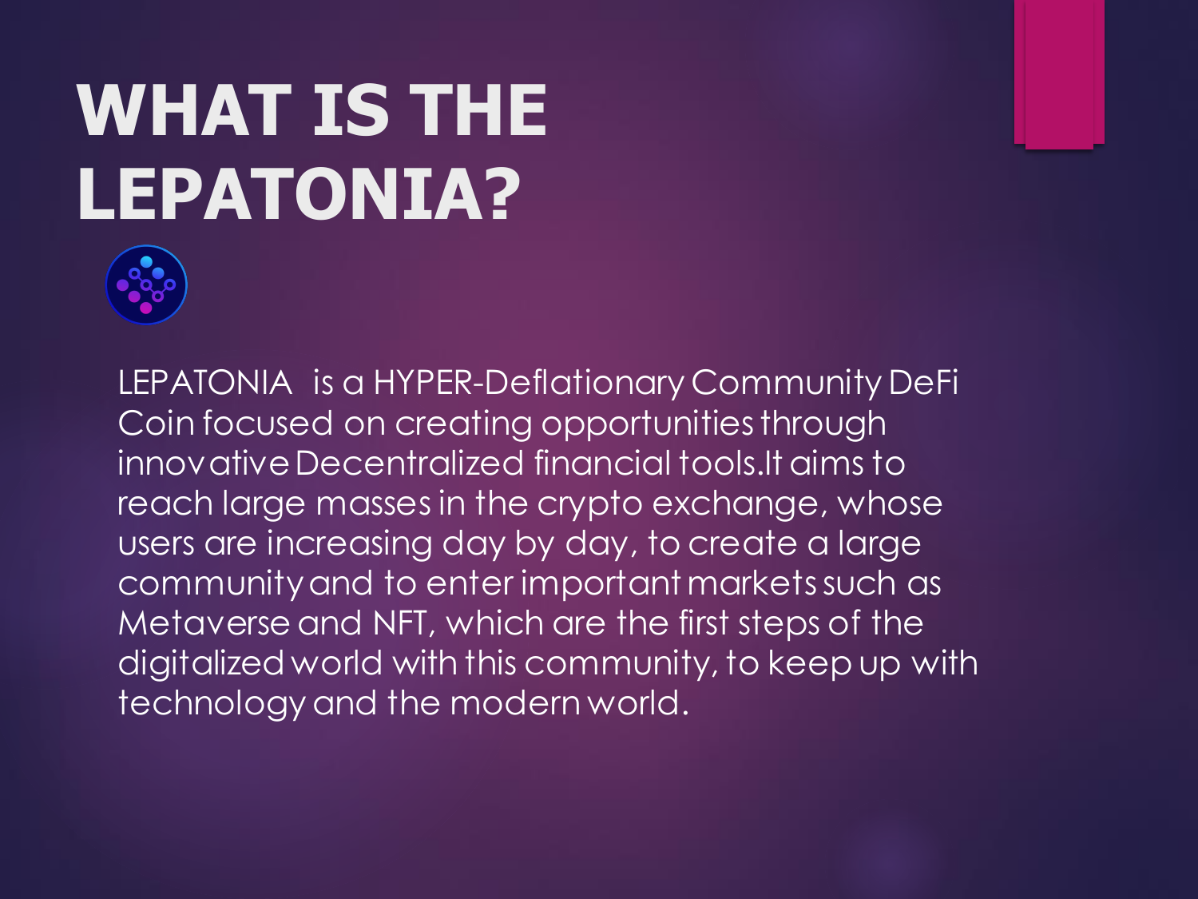# WHAT IS THE LEPATONIA?

LEPATONIA is a HYPER-Deflationary Community DeFi Coin focused on creating opportunities through innovative Decentralized financial tools.It aims to reach large masses in the crypto exchange, whose users are increasing day by day, to create a large community and to enter important markets such as Metaverse and NFT, which are the first steps of the digitalized world with this community, to keep up with technology and the modern world.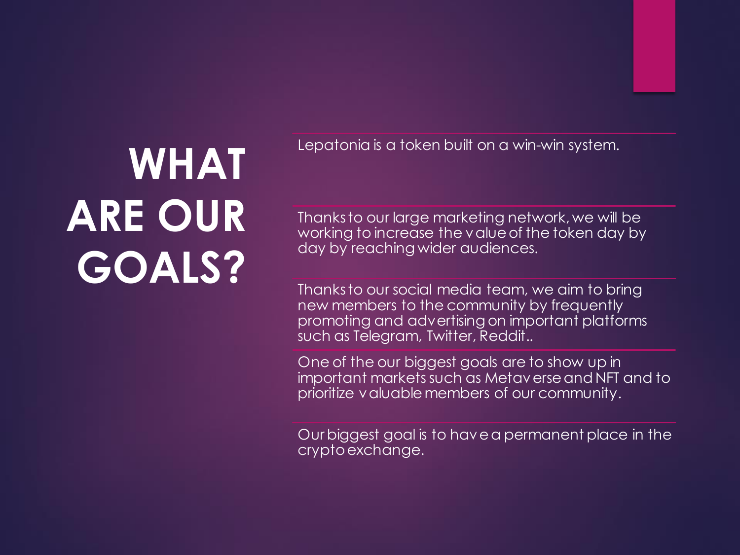# WHAT ARE OUR GOALS?

Lepatonia is a token built on a win-win system.

Thanks to our large marketing network, we will be working to increase the value of the token day by day by reaching wider audiences.

Thanks to our social media team, we aim to bring new members to the community by frequently promoting and advertising on important platforms such as Telegram, Twitter, Reddit..

One of the our biggest goals are to show up in important markets such as Metaverse and NFT and to prioritize valuable members of our community.

Our biggest goal is to have a permanent place in the crypto exchange.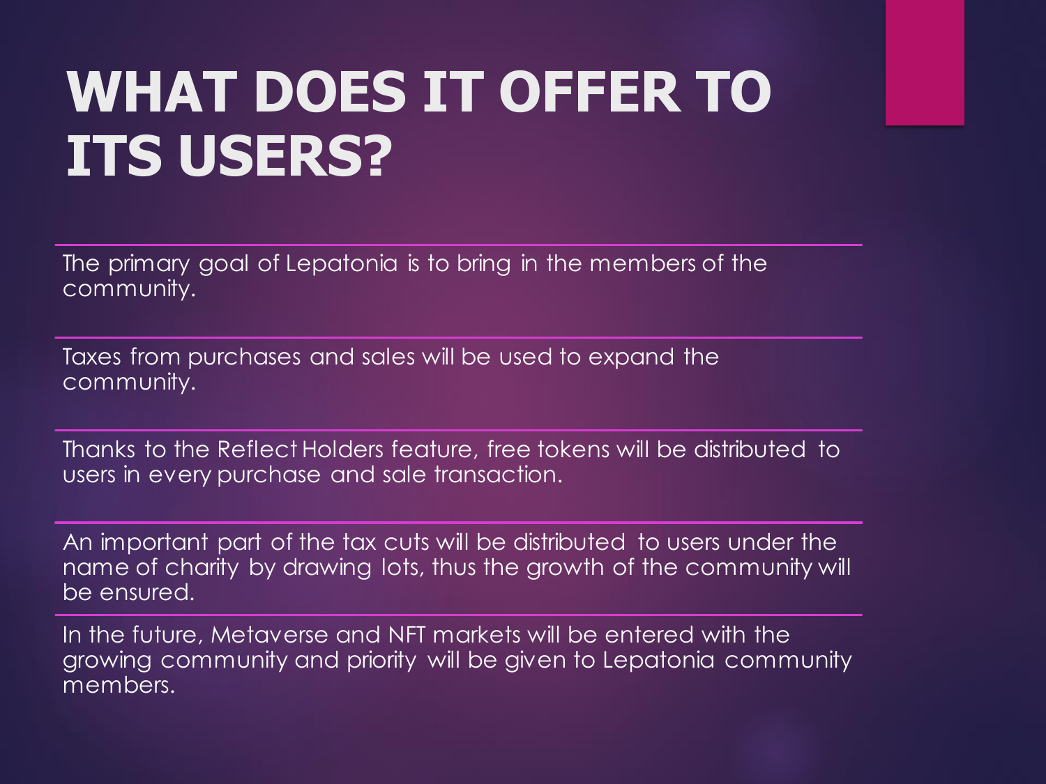# WHAT DOES IT OFFER TO ITS USERS?

The primary goal of Lepatonia is to bring in the members of the community.

Taxes from purchases and sales will be used to expand the community.

Thanks to the Reflect Holders feature, free tokens will be distributed to users in every purchase and sale transaction.

An important part of the tax cuts will be distributed to users under the name of charity by drawing lots, thus the growth of the community will be ensured.

In the future, Metaverse and NFT markets will be entered with the growing community and priority will be given to Lepatonia community members.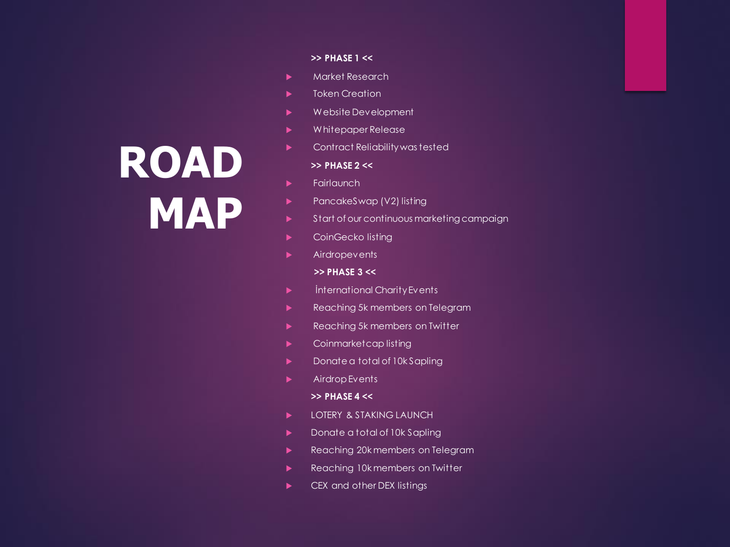# ROAD MAP

**>> PHASE 1 <<**

- Market Research
- Token Creation
- Website Development
- Whitepaper Release
- Contract Reliability was tested

**>> PHASE 2 <<**

- Fairlaunch
- PancakeSwap (V2) listing
- Start of our continuous marketing campaign
- CoinGecko listing
- Airdropevents

**>> PHASE 3 <<**

- İnternational Charity Events
- Reaching 5k members on Telegram
- Reaching 5k members on Twitter
- Coinmarketcap listing
- Donate a total of 10k Sapling
- Airdrop Events

**>> PHASE 4 <<**

- LOTERY & STAKING LAUNCH
- Donate a total of 10k Sapling
- Reaching 20k members on Telegram
- Reaching 10k members on Twitter
- CEX and other DEX listings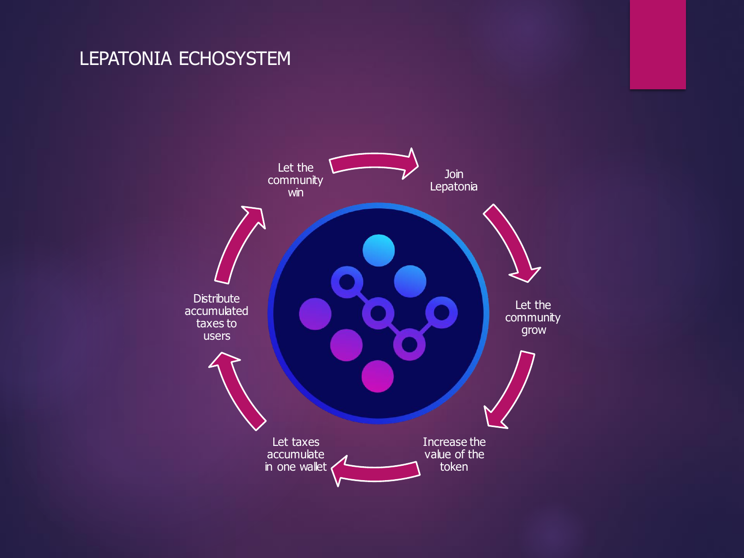# LEPATONIA ECHOSYSTEM

Let the community win

Join Lepatonia

Let the community grow

Increase the value of the token

Let taxes accumulate in one wallet

Distribute accumulated taxes to users